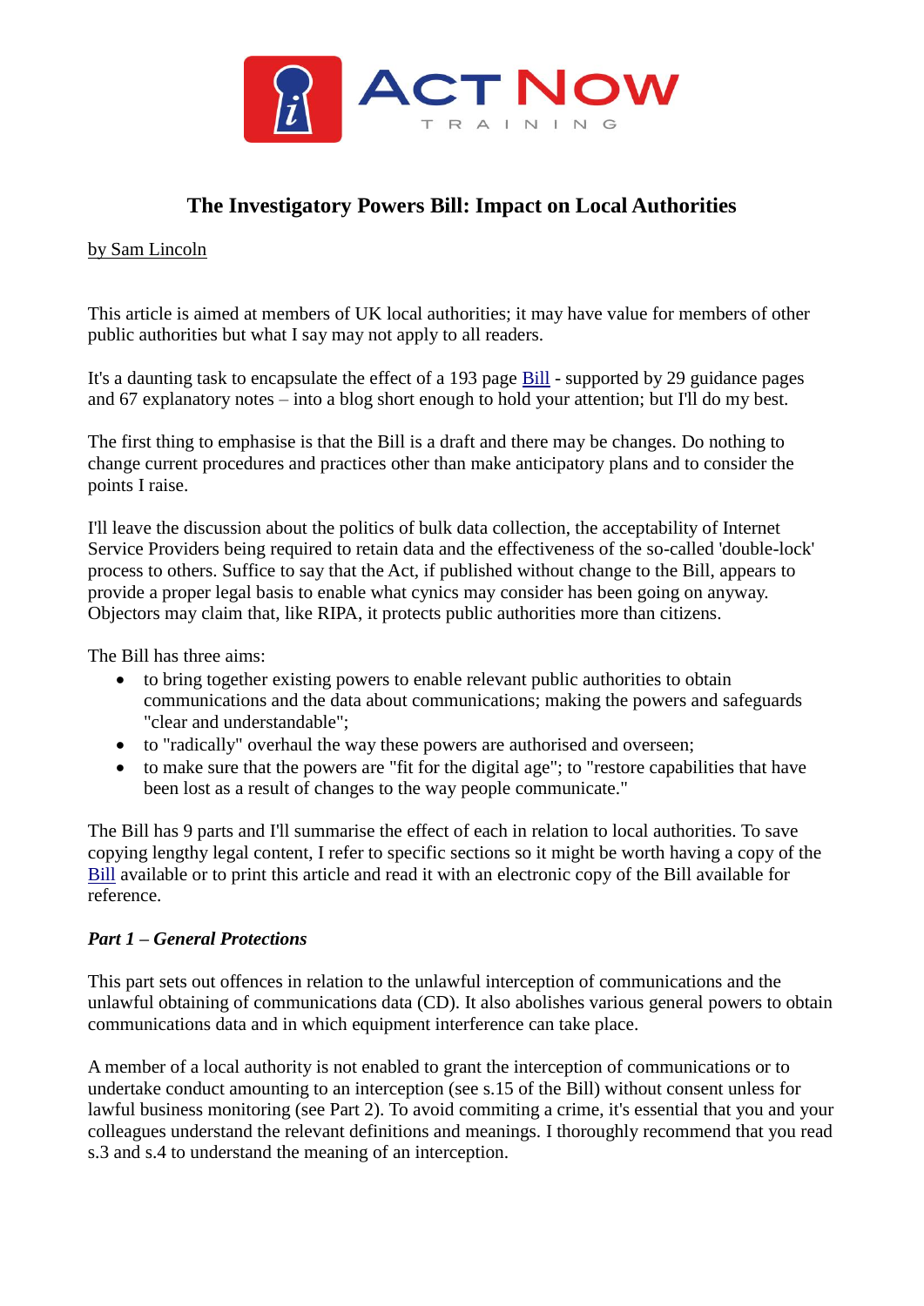# The Investigatory Powers Bill: Impact on Local Authorities

by Sam Lincoln

This article is aimed at members of UK local authorities; it may have value for members of other public authorities but what I say may not apply to all readers.

It's a daunting task to encapsulate the effect of a 193 page Bill - supported by 29 guidance pages and 67 explanatory notes – into a blog short enough to hold your attention; but I'll do my best.

The first thing to emphasise is that the Bill is a draft and there may be changes. Do nothing to change current procedures and practices other than make anticipatory plans and to consider the points I raise.

I'll leave the discussion about the politics of bulk data collection, the acceptability of Internet Service Providers being required to retain data and the effectiveness of the so-called 'double-lock' process to others. Suffice to say that the Act, if published without change to the Bill, appears to provide a proper legal basis to enable what cynics may consider has been going on anyway. Objectors may claim that, like RIPA, it protects public authorities more than citizens.

The Bill has three aims:

- to bring together existing powers to enable relevant public authorities to obtain communications and the data about communications; making the powers and safeguards "clear and understandable";
- to "radically" overhaul the way these powers are authorised and overseen;
- to make sure that the powers are "fit for the digital age"; to "restore capabilities that have been lost as a result of changes to the way people communicate."

The Bill has 9 parts and I'll summarise the effect of each in relation to local authorities. To save copying lengthy legal content, I refer to specific sections so it might be worth having a copy of the Bill available or to print this article and read it with an electronic copy of the Bill available for reference.

### *Part 1 – General Protections*

This part sets out offences in relation to the unlawful interception of communications and the unlawful obtaining of communications data (CD). It also abolishes various general powers to obtain communications data and in which equipment interference can take place.

A member of a local authority is not enabled to grant the interception of communications or to undertake conduct amounting to an interception (see s.15 of the Bill) without consent unless for lawful business monitoring (see Part 2). To avoid commiting a crime, it's essential that you and your colleagues understand the relevant definitions and meanings. I thoroughly recommend that you read s.3 and s.4 to understand the meaning of an interception.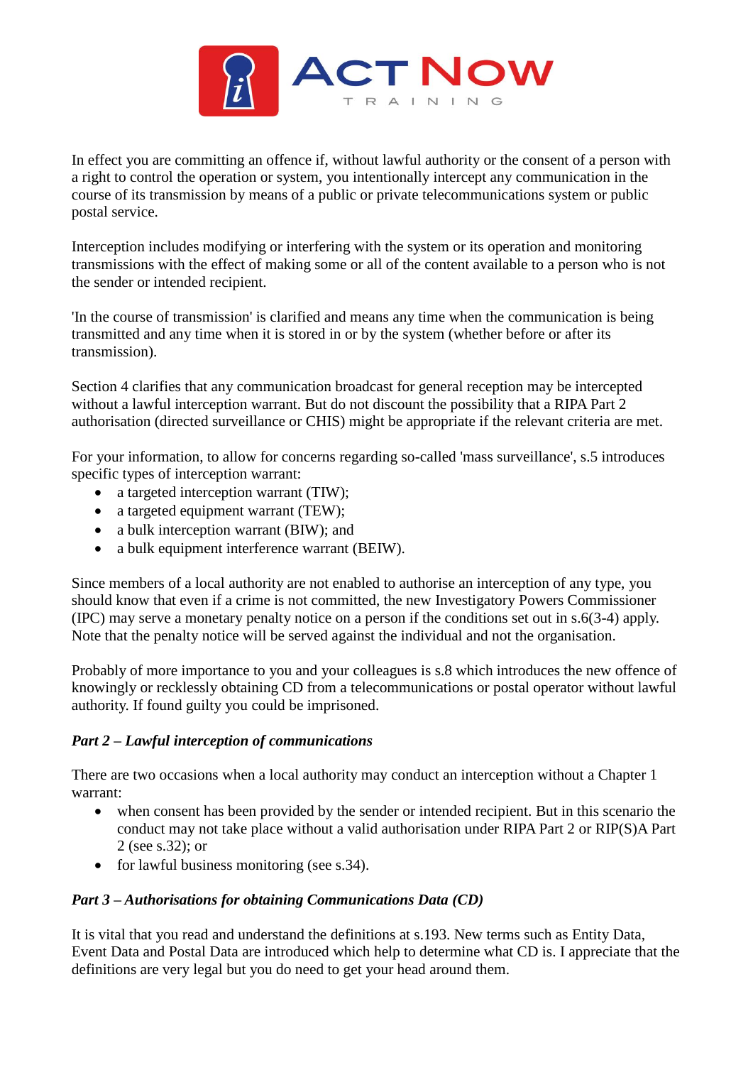In effect you are committing an offence if, without lawful authority or the consent of a person with a right to control the operation or system, you intentionally intercept any communication in the course of its transmission by means of a public or private telecommunications system or public postal service.

Interception includes modifying or interfering with the system or its operation and monitoring transmissions with the effect of making some or all of the content available to a person who is not the sender or intended recipient.

'In the course of transmission' is clarified and means any time when the communication is being transmitted and any time when it is stored in or by the system (whether before or after its transmission).

Section 4 clarifies that any communication broadcast for general reception may be intercepted without a lawful interception warrant. But do not discount the possibility that a RIPA Part 2 authorisation (directed surveillance or CHIS) might be appropriate if the relevant criteria are met.

For your information, to allow for concerns regarding so-called 'mass surveillance', s.5 introduces specific types of interception warrant:

- a targeted interception warrant (TIW);
- a targeted equipment warrant (TEW);
- a bulk interception warrant (BIW); and
- a bulk equipment interference warrant (BEIW).

Since members of a local authority are not enabled to authorise an interception of any type, you should know that even if a crime is not committed, the new Investigatory Powers Commissioner (IPC) may serve a monetary penalty notice on a person if the conditions set out in s.6(3-4) apply. Note that the penalty notice will be served against the individual and not the organisation.

Probably of more importance to you and your colleagues is s.8 which introduces the new offence of knowingly or recklessly obtaining CD from a telecommunications or postal operator without lawful authority. If found guilty you could be imprisoned.

***Part 2 – Lawful interception of communications***

There are two occasions when a local authority may conduct an interception without a Chapter 1 warrant:

- when consent has been provided by the sender or intended recipient. But in this scenario the conduct may not take place without a valid authorisation under RIPA Part 2 or RIP(S)A Part 2 (see s.32); or
- for lawful business monitoring (see s.34).

***Part 3 – Authorisations for obtaining Communications Data (CD)***

It is vital that you read and understand the definitions at s.193. New terms such as Entity Data, Event Data and Postal Data are introduced which help to determine what CD is. I appreciate that the definitions are very legal but you do need to get your head around them.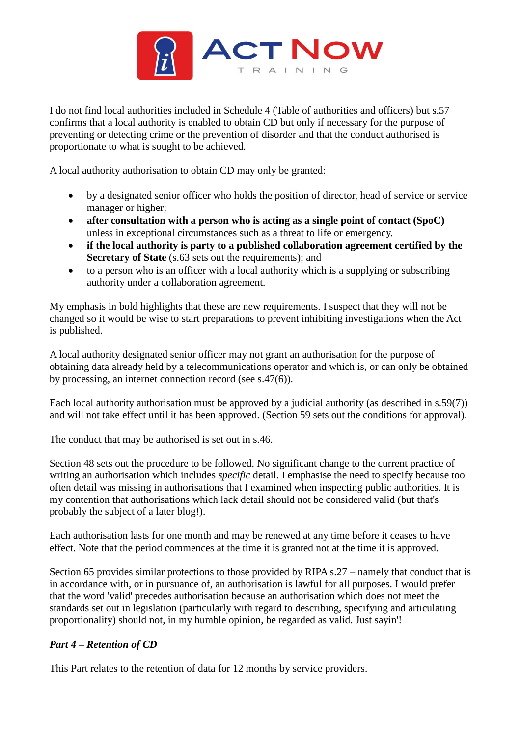I do not find local authorities included in Schedule 4 (Table of authorities and officers) but s.57 confirms that a local authority is enabled to obtain CD but only if necessary for the purpose of preventing or detecting crime or the prevention of disorder and that the conduct authorised is proportionate to what is sought to be achieved.

A local authority authorisation to obtain CD may only be granted:

- by a designated senior officer who holds the position of director, head of service or service manager or higher;
- **after consultation with a person who is acting as a single point of contact (SpoC)** unless in exceptional circumstances such as a threat to life or emergency.
- **if the local authority is party to a published collaboration agreement certified by the Secretary of State** (s.63 sets out the requirements); and
- to a person who is an officer with a local authority which is a supplying or subscribing authority under a collaboration agreement.

My emphasis in bold highlights that these are new requirements. I suspect that they will not be changed so it would be wise to start preparations to prevent inhibiting investigations when the Act is published.

A local authority designated senior officer may not grant an authorisation for the purpose of obtaining data already held by a telecommunications operator and which is, or can only be obtained by processing, an internet connection record (see s.47(6)).

Each local authority authorisation must be approved by a judicial authority (as described in s.59(7)) and will not take effect until it has been approved. (Section 59 sets out the conditions for approval).

The conduct that may be authorised is set out in s.46.

Section 48 sets out the procedure to be followed. No significant change to the current practice of writing an authorisation which includes *specific* detail. I emphasise the need to specify because too often detail was missing in authorisations that I examined when inspecting public authorities. It is my contention that authorisations which lack detail should not be considered valid (but that's probably the subject of a later blog!).

Each authorisation lasts for one month and may be renewed at any time before it ceases to have effect. Note that the period commences at the time it is granted not at the time it is approved.

Section 65 provides similar protections to those provided by RIPA s.27 – namely that conduct that is in accordance with, or in pursuance of, an authorisation is lawful for all purposes. I would prefer that the word 'valid' precedes authorisation because an authorisation which does not meet the standards set out in legislation (particularly with regard to describing, specifying and articulating proportionality) should not, in my humble opinion, be regarded as valid. Just sayin'!

***Part 4 – Retention of CD***

This Part relates to the retention of data for 12 months by service providers.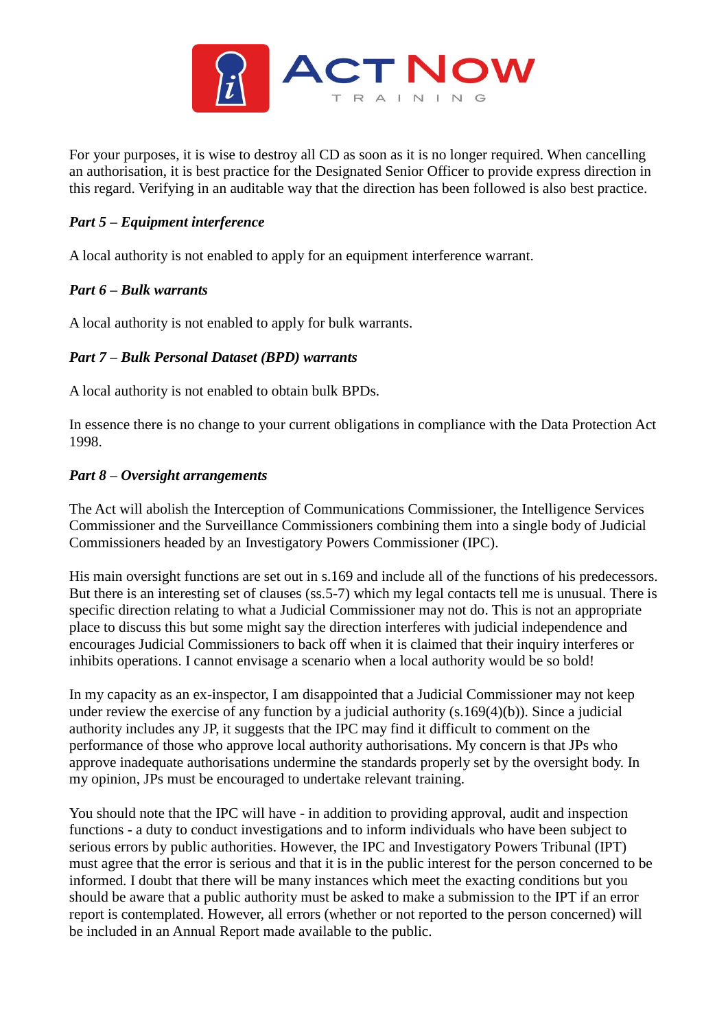For your purposes, it is wise to destroy all CD as soon as it is no longer required. When cancelling an authorisation, it is best practice for the Designated Senior Officer to provide express direction in this regard. Verifying in an auditable way that the direction has been followed is also best practice.

***Part 5 – Equipment interference***

A local authority is not enabled to apply for an equipment interference warrant.

***Part 6 – Bulk warrants***

A local authority is not enabled to apply for bulk warrants.

***Part 7 – Bulk Personal Dataset (BPD) warrants***

A local authority is not enabled to obtain bulk BPDs.

In essence there is no change to your current obligations in compliance with the Data Protection Act 1998.

***Part 8 – Oversight arrangements***

The Act will abolish the Interception of Communications Commissioner, the Intelligence Services Commissioner and the Surveillance Commissioners combining them into a single body of Judicial Commissioners headed by an Investigatory Powers Commissioner (IPC).

His main oversight functions are set out in s.169 and include all of the functions of his predecessors. But there is an interesting set of clauses (ss.5-7) which my legal contacts tell me is unusual. There is specific direction relating to what a Judicial Commissioner may not do. This is not an appropriate place to discuss this but some might say the direction interferes with judicial independence and encourages Judicial Commissioners to back off when it is claimed that their inquiry interferes or inhibits operations. I cannot envisage a scenario when a local authority would be so bold!

In my capacity as an ex-inspector, I am disappointed that a Judicial Commissioner may not keep under review the exercise of any function by a judicial authority (s.169(4)(b)). Since a judicial authority includes any JP, it suggests that the IPC may find it difficult to comment on the performance of those who approve local authority authorisations. My concern is that JPs who approve inadequate authorisations undermine the standards properly set by the oversight body. In my opinion, JPs must be encouraged to undertake relevant training.

You should note that the IPC will have - in addition to providing approval, audit and inspection functions - a duty to conduct investigations and to inform individuals who have been subject to serious errors by public authorities. However, the IPC and Investigatory Powers Tribunal (IPT) must agree that the error is serious and that it is in the public interest for the person concerned to be informed. I doubt that there will be many instances which meet the exacting conditions but you should be aware that a public authority must be asked to make a submission to the IPT if an error report is contemplated. However, all errors (whether or not reported to the person concerned) will be included in an Annual Report made available to the public.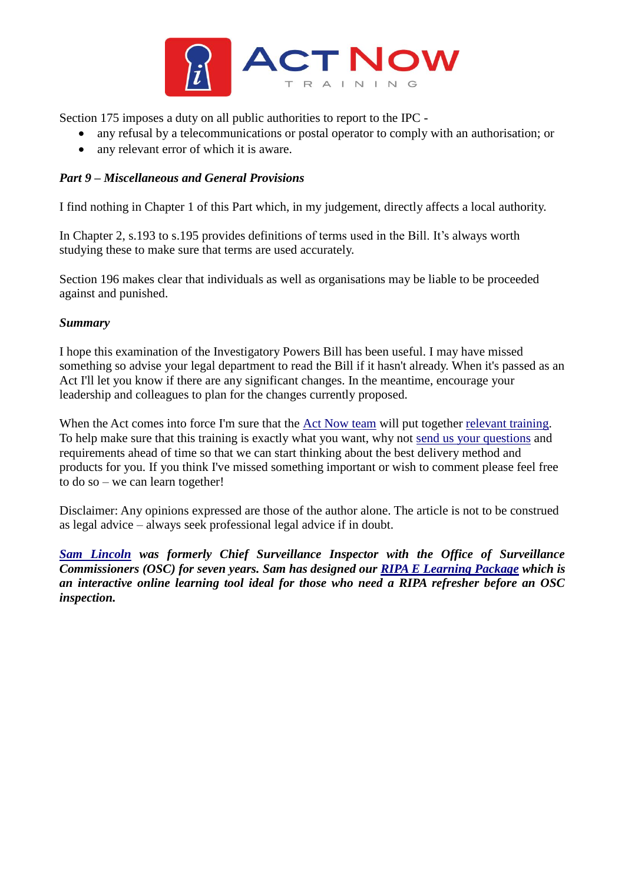Section 175 imposes a duty on all public authorities to report to the IPC -

- any refusal by a telecommunications or postal operator to comply with an authorisation; or
- any relevant error of which it is aware.

***Part 9 – Miscellaneous and General Provisions***

I find nothing in Chapter 1 of this Part which, in my judgement, directly affects a local authority.

In Chapter 2, s.193 to s.195 provides definitions of terms used in the Bill. It's always worth studying these to make sure that terms are used accurately.

Section 196 makes clear that individuals as well as organisations may be liable to be proceeded against and punished.

***Summary***

I hope this examination of the Investigatory Powers Bill has been useful. I may have missed something so advise your legal department to read the Bill if it hasn't already. When it's passed as an Act I'll let you know if there are any significant changes. In the meantime, encourage your leadership and colleagues to plan for the changes currently proposed.

When the Act comes into force I'm sure that the Act Now team will put together relevant training. To help make sure that this training is exactly what you want, why not send us your questions and requirements ahead of time so that we can start thinking about the best delivery method and products for you. If you think I've missed something important or wish to comment please feel free to do so – we can learn together!

Disclaimer: Any opinions expressed are those of the author alone. The article is not to be construed as legal advice – always seek professional legal advice if in doubt.

***Sam Lincoln was formerly Chief Surveillance Inspector with the Office of Surveillance Commissioners (OSC) for seven years. Sam has designed our RIPA E Learning Package which is an interactive online learning tool ideal for those who need a RIPA refresher before an OSC inspection.***